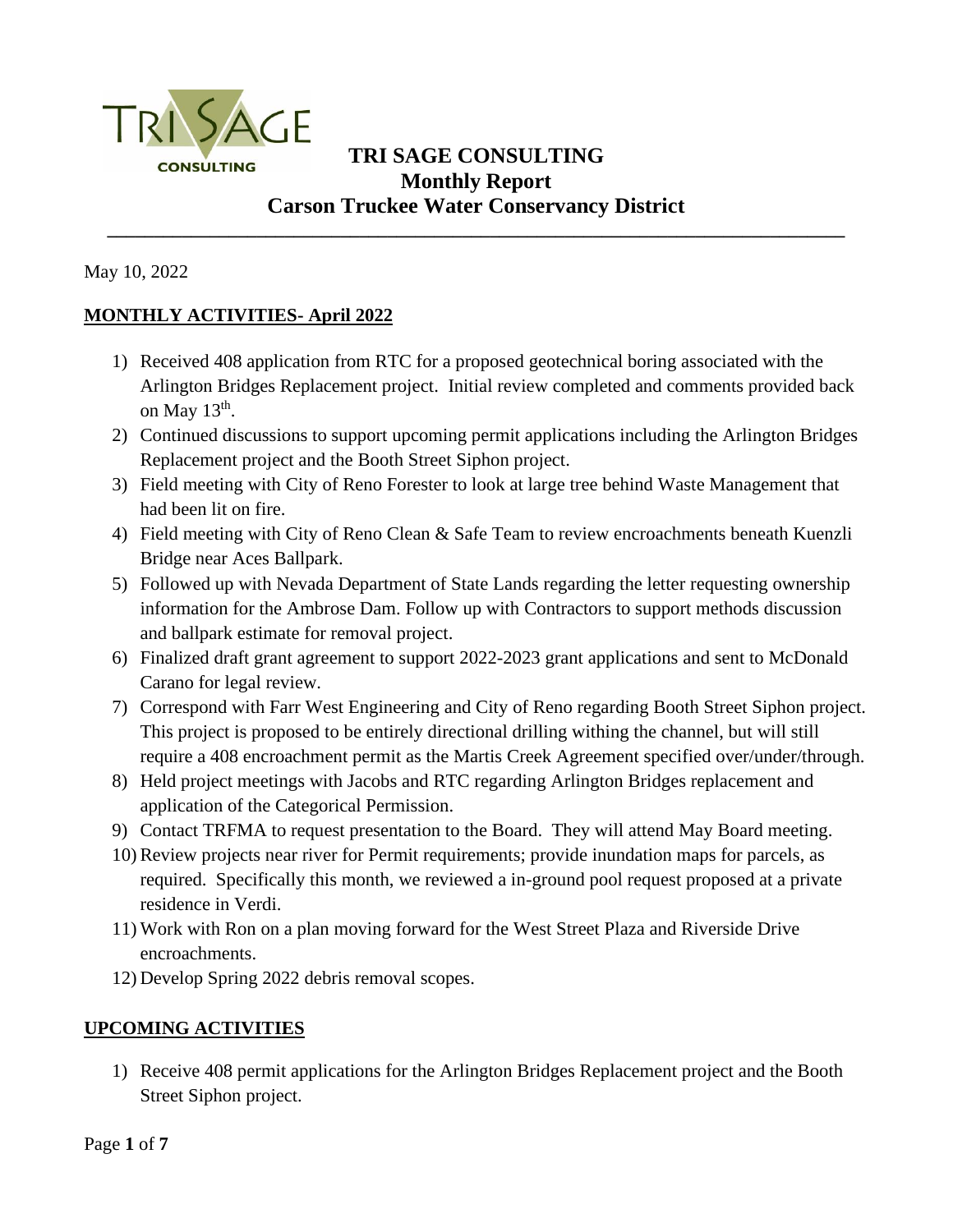# TRI SAGE CONSULTING
## Monthly Report
## Carson Truckee Water Conservancy District

May 10, 2022

**MONTHLY ACTIVITIES- April 2022**

1) Received 408 application from RTC for a proposed geotechnical boring associated with the Arlington Bridges Replacement project. Initial review completed and comments provided back on May 13th.
2) Continued discussions to support upcoming permit applications including the Arlington Bridges Replacement project and the Booth Street Siphon project.
3) Field meeting with City of Reno Forester to look at large tree behind Waste Management that had been lit on fire.
4) Field meeting with City of Reno Clean & Safe Team to review encroachments beneath Kuenzli Bridge near Aces Ballpark.
5) Followed up with Nevada Department of State Lands regarding the letter requesting ownership information for the Ambrose Dam. Follow up with Contractors to support methods discussion and ballpark estimate for removal project.
6) Finalized draft grant agreement to support 2022-2023 grant applications and sent to McDonald Carano for legal review.
7) Correspond with Farr West Engineering and City of Reno regarding Booth Street Siphon project. This project is proposed to be entirely directional drilling withing the channel, but will still require a 408 encroachment permit as the Martis Creek Agreement specified over/under/through.
8) Held project meetings with Jacobs and RTC regarding Arlington Bridges replacement and application of the Categorical Permission.
9) Contact TRFMA to request presentation to the Board. They will attend May Board meeting.
10) Review projects near river for Permit requirements; provide inundation maps for parcels, as required. Specifically this month, we reviewed a in-ground pool request proposed at a private residence in Verdi.
11) Work with Ron on a plan moving forward for the West Street Plaza and Riverside Drive encroachments.
12) Develop Spring 2022 debris removal scopes.

**UPCOMING ACTIVITIES**

1) Receive 408 permit applications for the Arlington Bridges Replacement project and the Booth Street Siphon project.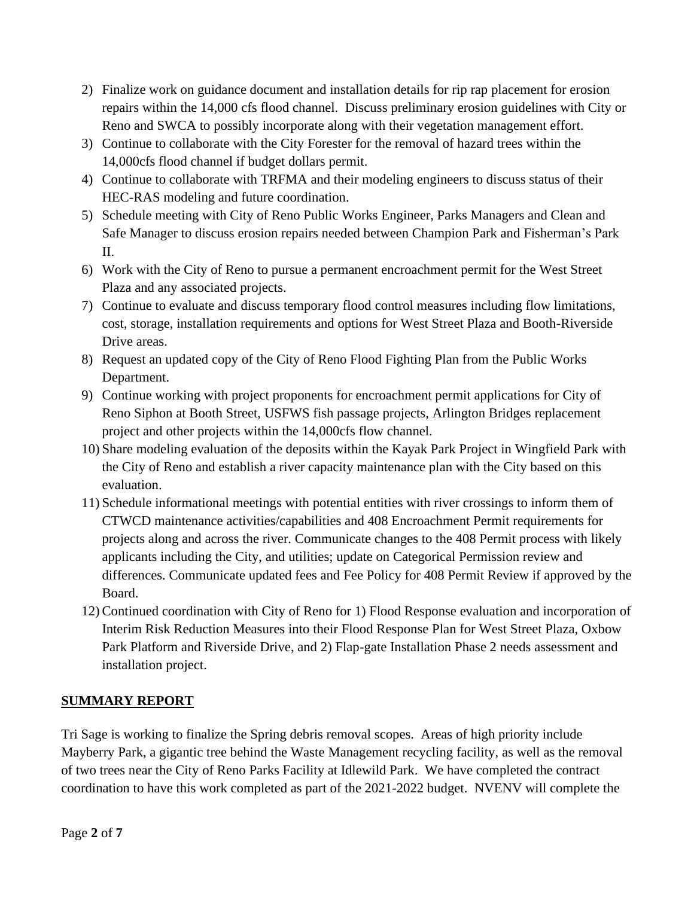2) Finalize work on guidance document and installation details for rip rap placement for erosion repairs within the 14,000 cfs flood channel. Discuss preliminary erosion guidelines with City or Reno and SWCA to possibly incorporate along with their vegetation management effort.
3) Continue to collaborate with the City Forester for the removal of hazard trees within the 14,000cfs flood channel if budget dollars permit.
4) Continue to collaborate with TRFMA and their modeling engineers to discuss status of their HEC-RAS modeling and future coordination.
5) Schedule meeting with City of Reno Public Works Engineer, Parks Managers and Clean and Safe Manager to discuss erosion repairs needed between Champion Park and Fisherman's Park II.
6) Work with the City of Reno to pursue a permanent encroachment permit for the West Street Plaza and any associated projects.
7) Continue to evaluate and discuss temporary flood control measures including flow limitations, cost, storage, installation requirements and options for West Street Plaza and Booth-Riverside Drive areas.
8) Request an updated copy of the City of Reno Flood Fighting Plan from the Public Works Department.
9) Continue working with project proponents for encroachment permit applications for City of Reno Siphon at Booth Street, USFWS fish passage projects, Arlington Bridges replacement project and other projects within the 14,000cfs flow channel.
10) Share modeling evaluation of the deposits within the Kayak Park Project in Wingfield Park with the City of Reno and establish a river capacity maintenance plan with the City based on this evaluation.
11) Schedule informational meetings with potential entities with river crossings to inform them of CTWCD maintenance activities/capabilities and 408 Encroachment Permit requirements for projects along and across the river. Communicate changes to the 408 Permit process with likely applicants including the City, and utilities; update on Categorical Permission review and differences. Communicate updated fees and Fee Policy for 408 Permit Review if approved by the Board.
12) Continued coordination with City of Reno for 1) Flood Response evaluation and incorporation of Interim Risk Reduction Measures into their Flood Response Plan for West Street Plaza, Oxbow Park Platform and Riverside Drive, and 2) Flap-gate Installation Phase 2 needs assessment and installation project.

## SUMMARY REPORT

Tri Sage is working to finalize the Spring debris removal scopes. Areas of high priority include Mayberry Park, a gigantic tree behind the Waste Management recycling facility, as well as the removal of two trees near the City of Reno Parks Facility at Idlewild Park. We have completed the contract coordination to have this work completed as part of the 2021-2022 budget. NVENV will complete the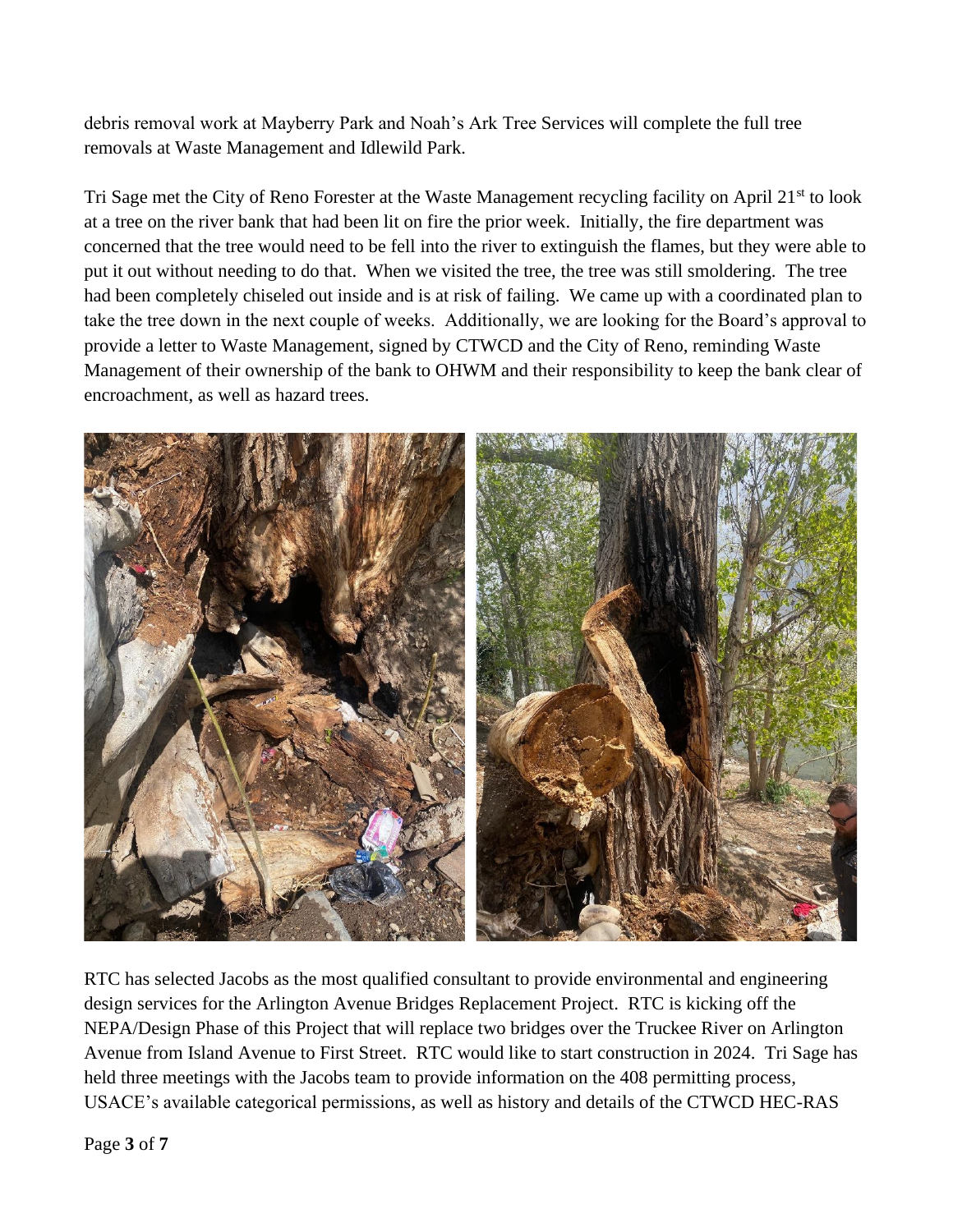debris removal work at Mayberry Park and Noah's Ark Tree Services will complete the full tree removals at Waste Management and Idlewild Park.

Tri Sage met the City of Reno Forester at the Waste Management recycling facility on April 21st to look at a tree on the river bank that had been lit on fire the prior week. Initially, the fire department was concerned that the tree would need to be fell into the river to extinguish the flames, but they were able to put it out without needing to do that. When we visited the tree, the tree was still smoldering. The tree had been completely chiseled out inside and is at risk of failing. We came up with a coordinated plan to take the tree down in the next couple of weeks. Additionally, we are looking for the Board's approval to provide a letter to Waste Management, signed by CTWCD and the City of Reno, reminding Waste Management of their ownership of the bank to OHWM and their responsibility to keep the bank clear of encroachment, as well as hazard trees.

RTC has selected Jacobs as the most qualified consultant to provide environmental and engineering design services for the Arlington Avenue Bridges Replacement Project. RTC is kicking off the NEPA/Design Phase of this Project that will replace two bridges over the Truckee River on Arlington Avenue from Island Avenue to First Street. RTC would like to start construction in 2024. Tri Sage has held three meetings with the Jacobs team to provide information on the 408 permitting process, USACE's available categorical permissions, as well as history and details of the CTWCD HEC-RAS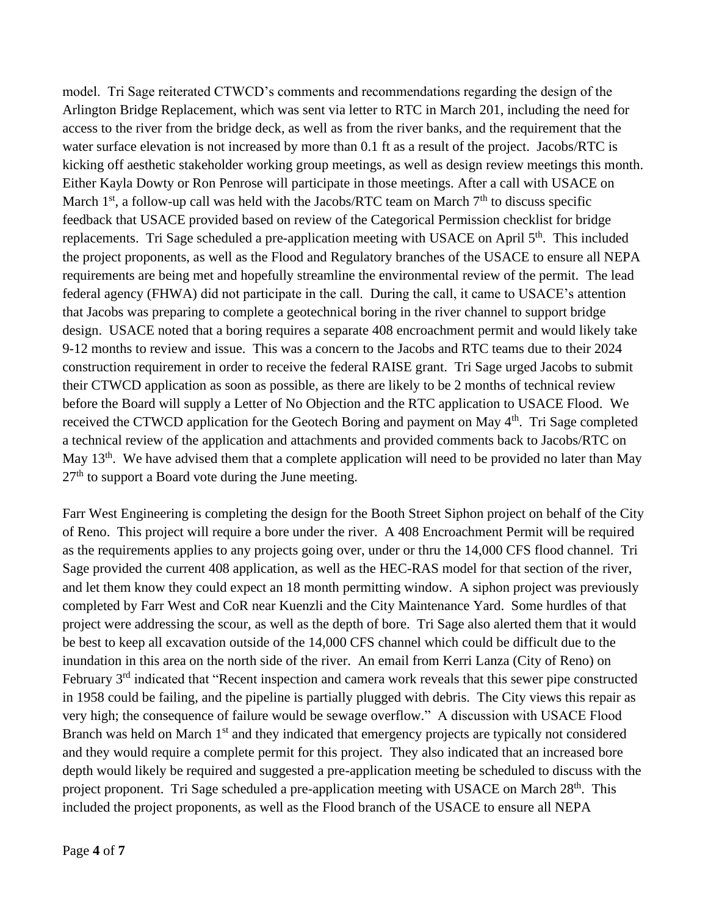model. Tri Sage reiterated CTWCD's comments and recommendations regarding the design of the Arlington Bridge Replacement, which was sent via letter to RTC in March 201, including the need for access to the river from the bridge deck, as well as from the river banks, and the requirement that the water surface elevation is not increased by more than 0.1 ft as a result of the project. Jacobs/RTC is kicking off aesthetic stakeholder working group meetings, as well as design review meetings this month. Either Kayla Dowty or Ron Penrose will participate in those meetings. After a call with USACE on March 1st, a follow-up call was held with the Jacobs/RTC team on March 7th to discuss specific feedback that USACE provided based on review of the Categorical Permission checklist for bridge replacements. Tri Sage scheduled a pre-application meeting with USACE on April 5th. This included the project proponents, as well as the Flood and Regulatory branches of the USACE to ensure all NEPA requirements are being met and hopefully streamline the environmental review of the permit. The lead federal agency (FHWA) did not participate in the call. During the call, it came to USACE's attention that Jacobs was preparing to complete a geotechnical boring in the river channel to support bridge design. USACE noted that a boring requires a separate 408 encroachment permit and would likely take 9-12 months to review and issue. This was a concern to the Jacobs and RTC teams due to their 2024 construction requirement in order to receive the federal RAISE grant. Tri Sage urged Jacobs to submit their CTWCD application as soon as possible, as there are likely to be 2 months of technical review before the Board will supply a Letter of No Objection and the RTC application to USACE Flood. We received the CTWCD application for the Geotech Boring and payment on May 4th. Tri Sage completed a technical review of the application and attachments and provided comments back to Jacobs/RTC on May 13th. We have advised them that a complete application will need to be provided no later than May 27th to support a Board vote during the June meeting.

Farr West Engineering is completing the design for the Booth Street Siphon project on behalf of the City of Reno. This project will require a bore under the river. A 408 Encroachment Permit will be required as the requirements applies to any projects going over, under or thru the 14,000 CFS flood channel. Tri Sage provided the current 408 application, as well as the HEC-RAS model for that section of the river, and let them know they could expect an 18 month permitting window. A siphon project was previously completed by Farr West and CoR near Kuenzli and the City Maintenance Yard. Some hurdles of that project were addressing the scour, as well as the depth of bore. Tri Sage also alerted them that it would be best to keep all excavation outside of the 14,000 CFS channel which could be difficult due to the inundation in this area on the north side of the river. An email from Kerri Lanza (City of Reno) on February 3rd indicated that "Recent inspection and camera work reveals that this sewer pipe constructed in 1958 could be failing, and the pipeline is partially plugged with debris. The City views this repair as very high; the consequence of failure would be sewage overflow." A discussion with USACE Flood Branch was held on March 1st and they indicated that emergency projects are typically not considered and they would require a complete permit for this project. They also indicated that an increased bore depth would likely be required and suggested a pre-application meeting be scheduled to discuss with the project proponent. Tri Sage scheduled a pre-application meeting with USACE on March 28th. This included the project proponents, as well as the Flood branch of the USACE to ensure all NEPA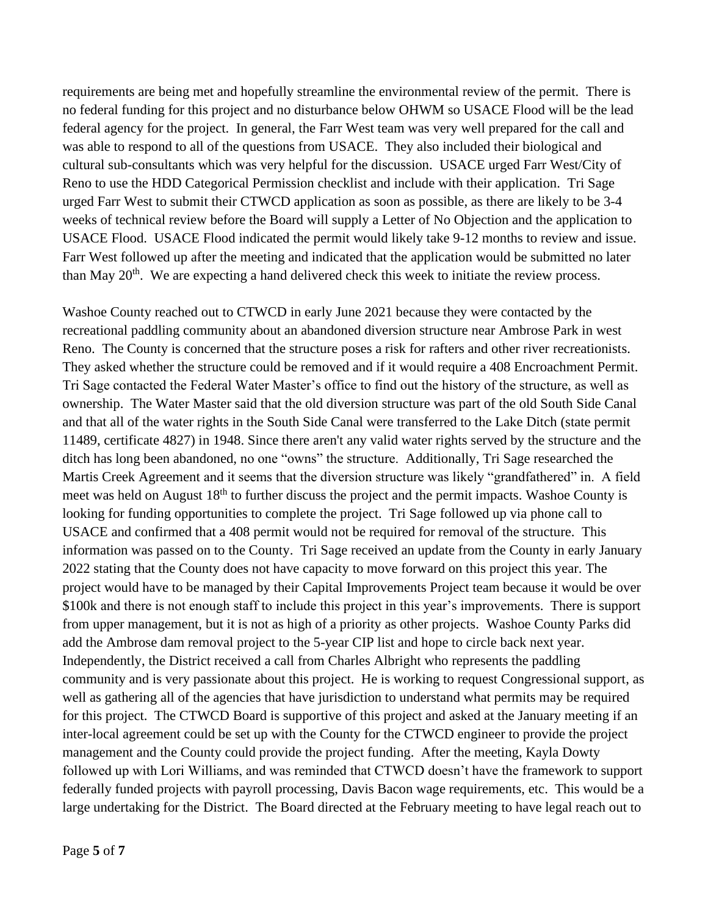requirements are being met and hopefully streamline the environmental review of the permit. There is no federal funding for this project and no disturbance below OHWM so USACE Flood will be the lead federal agency for the project. In general, the Farr West team was very well prepared for the call and was able to respond to all of the questions from USACE. They also included their biological and cultural sub-consultants which was very helpful for the discussion. USACE urged Farr West/City of Reno to use the HDD Categorical Permission checklist and include with their application. Tri Sage urged Farr West to submit their CTWCD application as soon as possible, as there are likely to be 3-4 weeks of technical review before the Board will supply a Letter of No Objection and the application to USACE Flood. USACE Flood indicated the permit would likely take 9-12 months to review and issue. Farr West followed up after the meeting and indicated that the application would be submitted no later than May 20th. We are expecting a hand delivered check this week to initiate the review process.

Washoe County reached out to CTWCD in early June 2021 because they were contacted by the recreational paddling community about an abandoned diversion structure near Ambrose Park in west Reno. The County is concerned that the structure poses a risk for rafters and other river recreationists. They asked whether the structure could be removed and if it would require a 408 Encroachment Permit. Tri Sage contacted the Federal Water Master's office to find out the history of the structure, as well as ownership. The Water Master said that the old diversion structure was part of the old South Side Canal and that all of the water rights in the South Side Canal were transferred to the Lake Ditch (state permit 11489, certificate 4827) in 1948. Since there aren't any valid water rights served by the structure and the ditch has long been abandoned, no one "owns" the structure. Additionally, Tri Sage researched the Martis Creek Agreement and it seems that the diversion structure was likely "grandfathered" in. A field meet was held on August 18th to further discuss the project and the permit impacts. Washoe County is looking for funding opportunities to complete the project. Tri Sage followed up via phone call to USACE and confirmed that a 408 permit would not be required for removal of the structure. This information was passed on to the County. Tri Sage received an update from the County in early January 2022 stating that the County does not have capacity to move forward on this project this year. The project would have to be managed by their Capital Improvements Project team because it would be over \$100k and there is not enough staff to include this project in this year's improvements. There is support from upper management, but it is not as high of a priority as other projects. Washoe County Parks did add the Ambrose dam removal project to the 5-year CIP list and hope to circle back next year. Independently, the District received a call from Charles Albright who represents the paddling community and is very passionate about this project. He is working to request Congressional support, as well as gathering all of the agencies that have jurisdiction to understand what permits may be required for this project. The CTWCD Board is supportive of this project and asked at the January meeting if an inter-local agreement could be set up with the County for the CTWCD engineer to provide the project management and the County could provide the project funding. After the meeting, Kayla Dowty followed up with Lori Williams, and was reminded that CTWCD doesn't have the framework to support federally funded projects with payroll processing, Davis Bacon wage requirements, etc. This would be a large undertaking for the District. The Board directed at the February meeting to have legal reach out to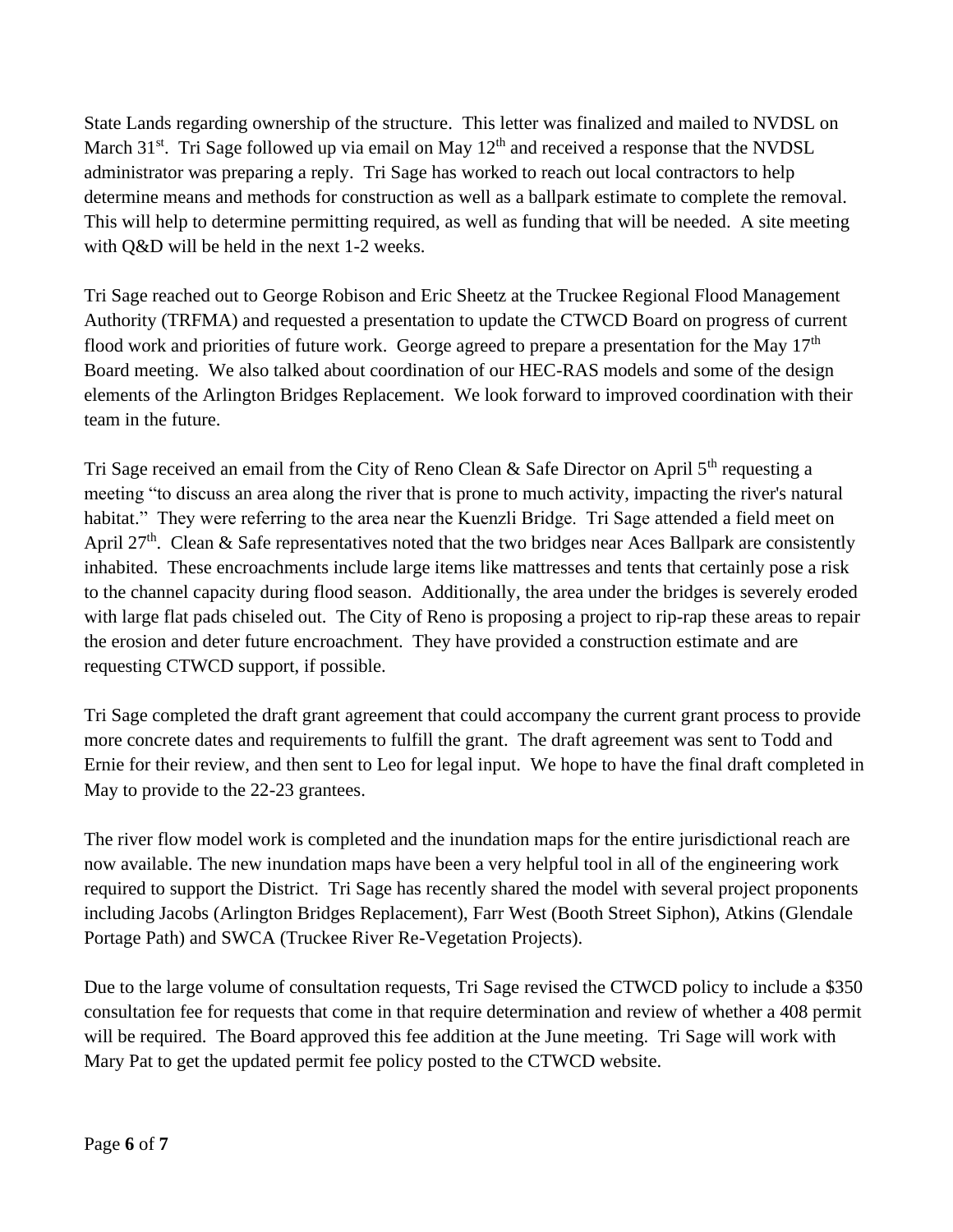State Lands regarding ownership of the structure. This letter was finalized and mailed to NVDSL on March 31st. Tri Sage followed up via email on May 12th and received a response that the NVDSL administrator was preparing a reply. Tri Sage has worked to reach out local contractors to help determine means and methods for construction as well as a ballpark estimate to complete the removal. This will help to determine permitting required, as well as funding that will be needed. A site meeting with Q&D will be held in the next 1-2 weeks.

Tri Sage reached out to George Robison and Eric Sheetz at the Truckee Regional Flood Management Authority (TRFMA) and requested a presentation to update the CTWCD Board on progress of current flood work and priorities of future work. George agreed to prepare a presentation for the May 17th Board meeting. We also talked about coordination of our HEC-RAS models and some of the design elements of the Arlington Bridges Replacement. We look forward to improved coordination with their team in the future.

Tri Sage received an email from the City of Reno Clean & Safe Director on April 5th requesting a meeting "to discuss an area along the river that is prone to much activity, impacting the river's natural habitat." They were referring to the area near the Kuenzli Bridge. Tri Sage attended a field meet on April 27th. Clean & Safe representatives noted that the two bridges near Aces Ballpark are consistently inhabited. These encroachments include large items like mattresses and tents that certainly pose a risk to the channel capacity during flood season. Additionally, the area under the bridges is severely eroded with large flat pads chiseled out. The City of Reno is proposing a project to rip-rap these areas to repair the erosion and deter future encroachment. They have provided a construction estimate and are requesting CTWCD support, if possible.

Tri Sage completed the draft grant agreement that could accompany the current grant process to provide more concrete dates and requirements to fulfill the grant. The draft agreement was sent to Todd and Ernie for their review, and then sent to Leo for legal input. We hope to have the final draft completed in May to provide to the 22-23 grantees.

The river flow model work is completed and the inundation maps for the entire jurisdictional reach are now available. The new inundation maps have been a very helpful tool in all of the engineering work required to support the District. Tri Sage has recently shared the model with several project proponents including Jacobs (Arlington Bridges Replacement), Farr West (Booth Street Siphon), Atkins (Glendale Portage Path) and SWCA (Truckee River Re-Vegetation Projects).

Due to the large volume of consultation requests, Tri Sage revised the CTWCD policy to include a $350 consultation fee for requests that come in that require determination and review of whether a 408 permit will be required. The Board approved this fee addition at the June meeting. Tri Sage will work with Mary Pat to get the updated permit fee policy posted to the CTWCD website.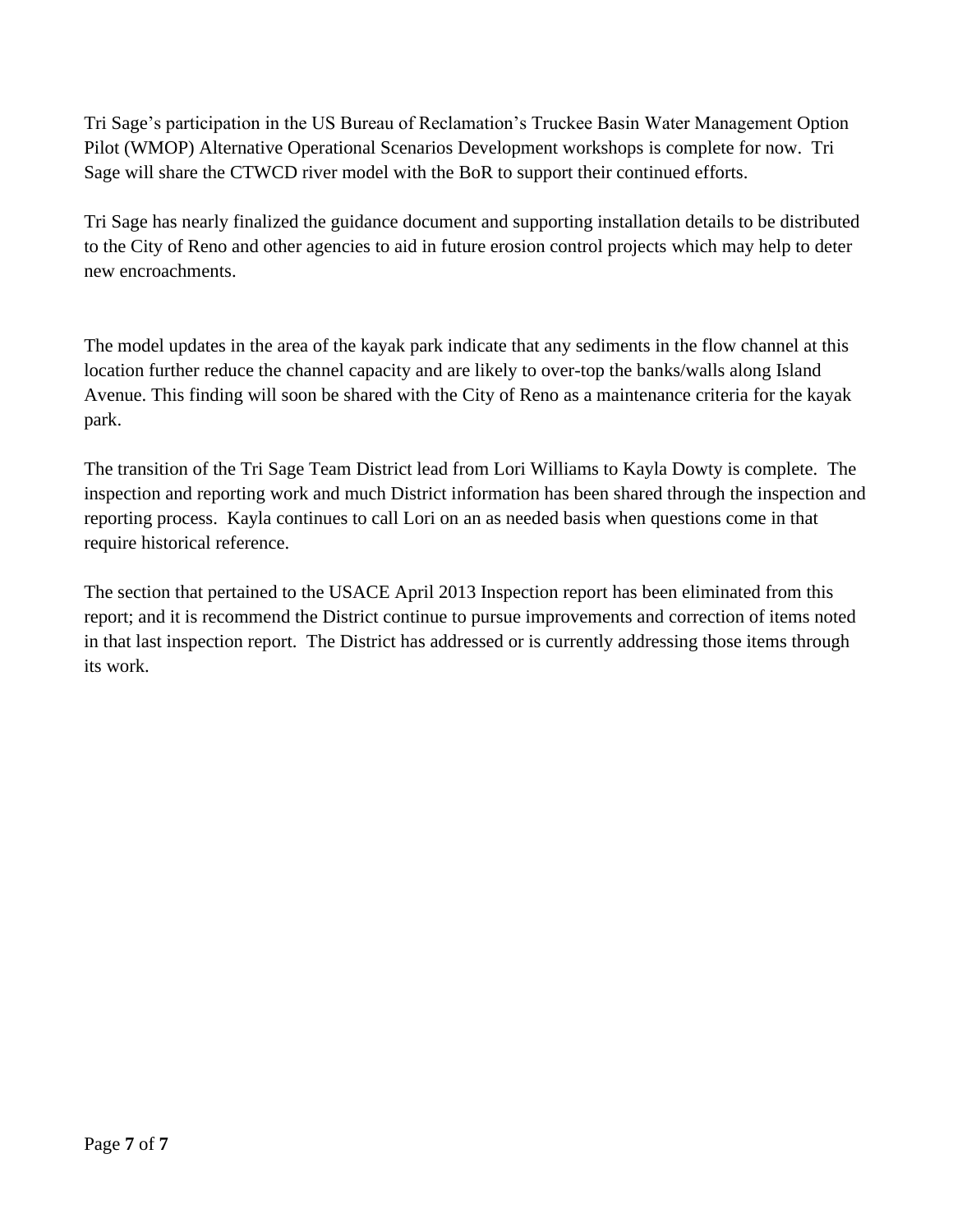Tri Sage's participation in the US Bureau of Reclamation's Truckee Basin Water Management Option Pilot (WMOP) Alternative Operational Scenarios Development workshops is complete for now. Tri Sage will share the CTWCD river model with the BoR to support their continued efforts.

Tri Sage has nearly finalized the guidance document and supporting installation details to be distributed to the City of Reno and other agencies to aid in future erosion control projects which may help to deter new encroachments.

The model updates in the area of the kayak park indicate that any sediments in the flow channel at this location further reduce the channel capacity and are likely to over-top the banks/walls along Island Avenue. This finding will soon be shared with the City of Reno as a maintenance criteria for the kayak park.

The transition of the Tri Sage Team District lead from Lori Williams to Kayla Dowty is complete. The inspection and reporting work and much District information has been shared through the inspection and reporting process. Kayla continues to call Lori on an as needed basis when questions come in that require historical reference.

The section that pertained to the USACE April 2013 Inspection report has been eliminated from this report; and it is recommend the District continue to pursue improvements and correction of items noted in that last inspection report. The District has addressed or is currently addressing those items through its work.